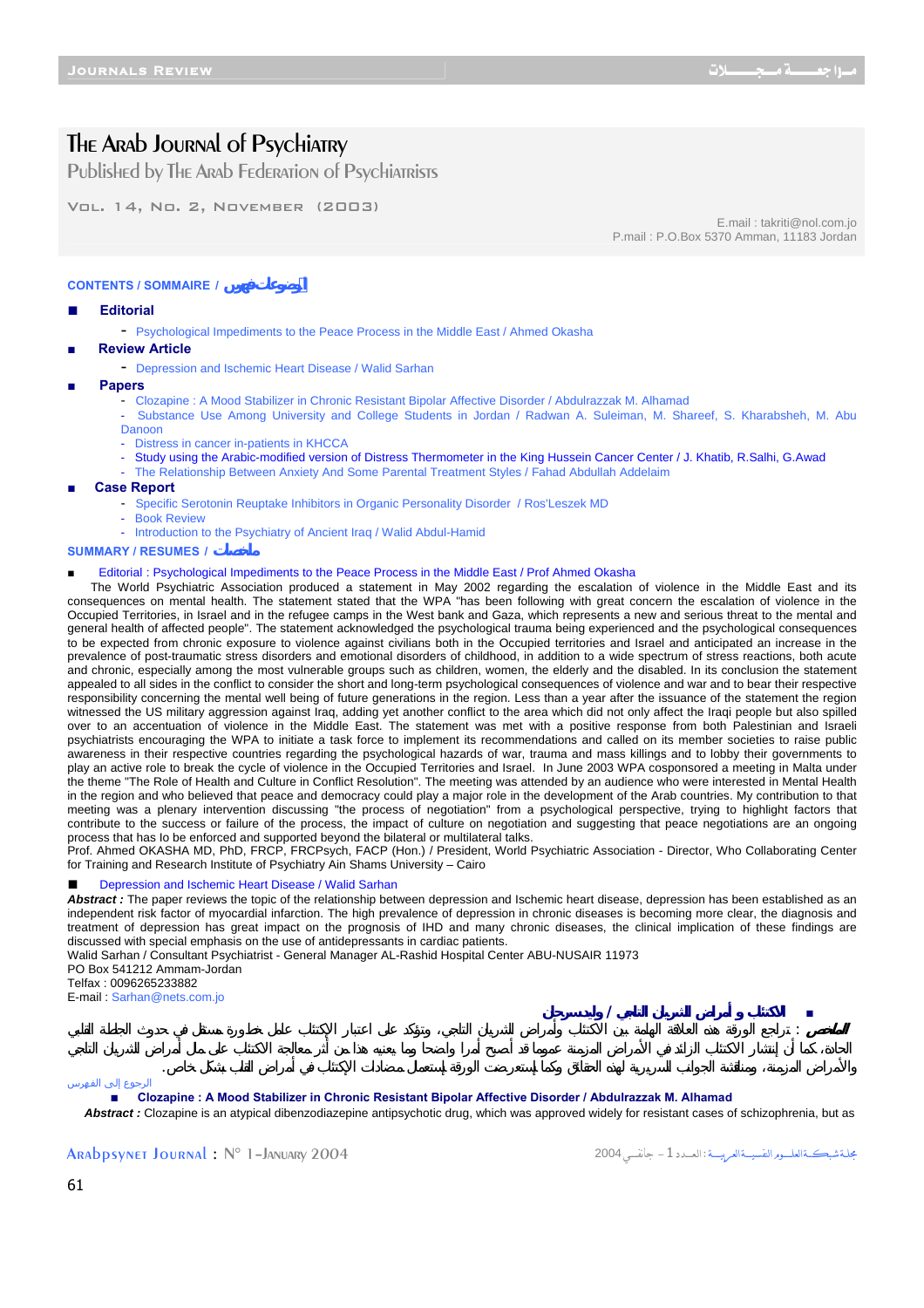# The Arab Journal of Psychiatry

Published by The Arab Federation of Psychiatrists

Vol. 14, No. 2, November (2003)

E.mail : takriti@nol.com.jo
P.mail : P.O.Box 5370 Amman, 11183 Jordan

## CONTENTS / SOMMAIRE / فهرس الموضوعات

- **Editorial**
  - Psychological Impediments to the Peace Process in the Middle East / Ahmed Okasha
- **Review Article**
  - Depression and Ischemic Heart Disease / Walid Sarhan
- **Papers**
  - Clozapine : A Mood Stabilizer in Chronic Resistant Bipolar Affective Disorder / Abdulrazzak M. Alhamad
  - Substance Use Among University and College Students in Jordan / Radwan A. Suleiman, M. Shareef, S. Kharabsheh, M. Abu Danoon
  - Distress in cancer in-patients in KHCCA
  - Study using the Arabic-modified version of Distress Thermometer in the King Hussein Cancer Center / J. Khatib, R.Salhi, G.Awad
  - The Relationship Between Anxiety And Some Parental Treatment Styles / Fahad Abdullah Addelaim
- **Case Report**
  - Specific Serotonin Reuptake Inhibitors in Organic Personality Disorder / Ros'Leszek MD
  - Book Review
  - Introduction to the Psychiatry of Ancient Iraq / Walid Abdul-Hamid

## SUMMARY / RESUMES / ملخصات

- Editorial : Psychological Impediments to the Peace Process in the Middle East / Prof Ahmed Okasha

The World Psychiatric Association produced a statement in May 2002 regarding the escalation of violence in the Middle East and its consequences on mental health. The statement stated that the WPA "has been following with great concern the escalation of violence in the Occupied Territories, in Israel and in the refugee camps in the West bank and Gaza, which represents a new and serious threat to the mental and general health of affected people". The statement acknowledged the psychological trauma being experienced and the psychological consequences to be expected from chronic exposure to violence against civilians both in the Occupied territories and Israel and anticipated an increase in the prevalence of post-traumatic stress disorders and emotional disorders of childhood, in addition to a wide spectrum of stress reactions, both acute and chronic, especially among the most vulnerable groups such as children, women, the elderly and the disabled. In its conclusion the statement appealed to all sides in the conflict to consider the short and long-term psychological consequences of violence and war and to bear their respective responsibility concerning the mental well being of future generations in the region. Less than a year after the issuance of the statement the region witnessed the US military aggression against Iraq, adding yet another conflict to the area which did not only affect the Iraqi people but also spilled over to an accentuation of violence in the Middle East. The statement was met with a positive response from both Palestinian and Israeli psychiatrists encouraging the WPA to initiate a task force to implement its recommendations and called on its member societies to raise public awareness in their respective countries regarding the psychological hazards of war, trauma and mass killings and to lobby their governments to play an active role to break the cycle of violence in the Occupied Territories and Israel. In June 2003 WPA cosponsored a meeting in Malta under the theme "The Role of Health and Culture in Conflict Resolution". The meeting was attended by an audience who were interested in Mental Health in the region and who believed that peace and democracy could play a major role in the development of the Arab countries. My contribution to that meeting was a plenary intervention discussing "the process of negotiation" from a psychological perspective, trying to highlight factors that contribute to the success or failure of the process, the impact of culture on negotiation and suggesting that peace negotiations are an ongoing process that has lo be enforced and supported beyond the bilateral or multilateral talks.

Prof. Ahmed OKASHA MD, PhD, FRCP, FRCPsych, FACP (Hon.) / President, World Psychiatric Association - Director, Who Collaborating Center for Training and Research Institute of Psychiatry Ain Shams University – Cairo

- Depression and Ischemic Heart Disease / Walid Sarhan

*Abstract :* The paper reviews the topic of the relationship between depression and Ischemic heart disease, depression has been established as an independent risk factor of myocardial infarction. The high prevalence of depression in chronic diseases is becoming more clear, the diagnosis and treatment of depression has great impact on the prognosis of IHD and many chronic diseases, the clinical implication of these findings are discussed with special emphasis on the use of antidepressants in cardiac patients.

Walid Sarhan / Consultant Psychiatrist - General Manager AL-Rashid Hospital Center ABU-NUSAIR 11973
PO Box 541212 Ammam-Jordan
Telfax : 0096265233882
E-mail : Sarhan@nets.com.jo

- الاكتئاب و أمراض الشريان التاجي / وليد سرحان

**الملخص** : تراجع الورقة هذه العلاقة الهامة بين الاكتئاب وأمراض الشريان التاجي، وتؤكد على اعتبار الاكتئاب عامل خطورة مستقل في حدوث الجلطة القلبية الحادة، كما أن إنتشار الاكتئاب الزائد في الأمراض المزمنة عموما قد أصبح أمرا واضحا وما يعنيه هذا من أثر معالجة الاكتئاب على مآل أمراض الشريان التاجي والأمراض المزمنة، ومناقشة الجوانب السريرية لهذه الحقائق وكما إستعرضت الورقة إستعمال مضادات الإكتئاب في أمراض القلب بشكل خاص.

الرجوع إلى الفهرس

- **Clozapine : A Mood Stabilizer in Chronic Resistant Bipolar Affective Disorder / Abdulrazzak M. Alhamad**

*Abstract :* Clozapine is an atypical dibenzodiazepine antipsychotic drug, which was approved widely for resistant cases of schizophrenia, but as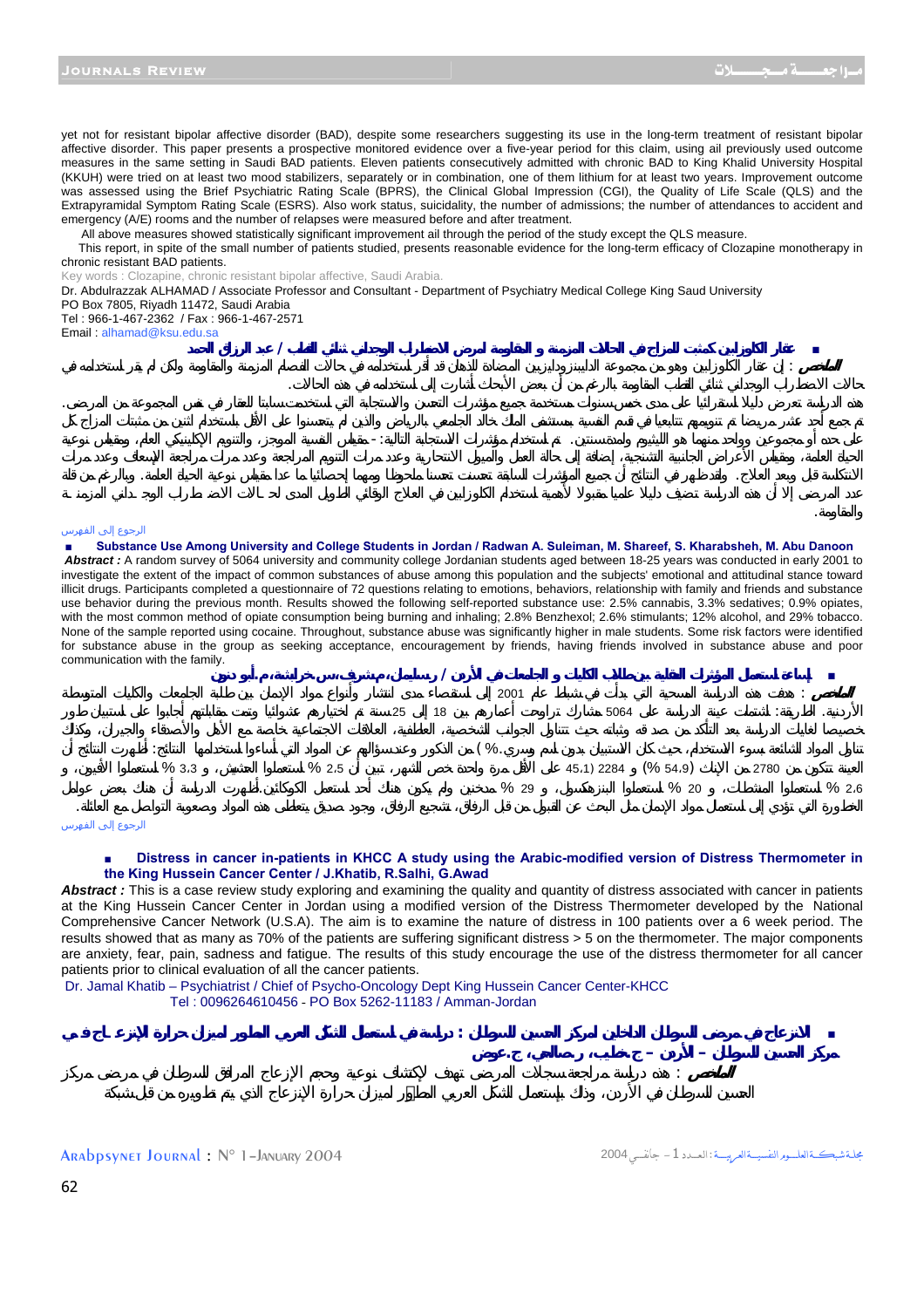yet not for resistant bipolar affective disorder (BAD), despite some researchers suggesting its use in the long-term treatment of resistant bipolar affective disorder. This paper presents a prospective monitored evidence over a five-year period for this claim, using all previously used outcome measures in the same setting in Saudi BAD patients. Eleven patients consecutively admitted with chronic BAD to King Khalid University Hospital (KKUH) were tried on at least two mood stabilizers, separately or in combination, one of them lithium for at least two years. Improvement outcome was assessed using the Brief Psychiatric Rating Scale (BPRS), the Clinical Global Impression (CGI), the Quality of Life Scale (QLS) and the Extrapyramidal Symptom Rating Scale (ESRS). Also work status, suicidality, the number of admissions; the number of attendances to accident and emergency (A/E) rooms and the number of relapses were measured before and after treatment.

All above measures showed statistically significant improvement all through the period of the study except the QLS measure.

This report, in spite of the small number of patients studied, presents reasonable evidence for the long-term efficacy of Clozapine monotherapy in chronic resistant BAD patients.

Key words : Clozapine, chronic resistant bipolar affective, Saudi Arabia.

Dr. Abdulrazzak ALHAMAD / Associate Professor and Consultant - Department of Psychiatry Medical College King Saud University
PO Box 7805, Riyadh 11472, Saudi Arabia
Tel : 966-1-467-2362 / Fax : 966-1-467-2571
Email : alhamad@ksu.edu.sa

- **عقار الكلوزابين كمثبت المزاج في الحالات المزمنة و المقاومة لمرض الاضطراب الوجداني ثنائي القطب / عبد الرزاق الحمد**

**الملخص** : إن عقار الكلوزابين وهو من مجموعة الدايبنزودايزيبين المضادة للذهان قد أقر استخدامه في حالات الفصام المزمنة والمقاومة ولكن لم يقر استخدامه في حالات الاضطراب الوجداني ثنائي القطب المقاومة بالرغم من أن بعض الأبحاث أشارت إلى استخدامه في هذه الحالات.

هذه الدراسة تعرض دليلا استقرائيا على مدى خمس سنوات مستخدمة جميع مؤشرات التحسن والاستجابة التي استخدمت سابقا للعقار في نفس المجموعة من المرضى. تم جمع أحد عشر مريضا تم تنويمهم تتابعيا في قسم النفسية بمستشفى الملك خالد الجامعي بالرياض والذين لم يتحسنوا على الأقل باستخدام اثنين من مثبتات المزاج كل على حده أو مجموعين وواحد منهما هو الليثيوم ولمدة سنتين. تم استخدام مؤشرات الاستجابة التالية: - مقياس النفسية الموجز، والتنويم الإكلينيكي العام، ومقياس نوعية الحياة العامة، ومقياس الأعراض الجانبية التشنجية، إضافة إلى حالة العمل والميول الانتحارية وعدد مرات التنويم المراجعة وعدد مرات مراجعة الإسعاف وعدد مرات الانتكاسة قبل وبعد العلاج. وقد ظهر في النتائج أن جميع المؤشرات السابقة تحسنت تحسنا ملحوظا ومهما إحصائيا ما عدا مقياس نوعية الحياة العامة. وبالرغم من قلة عدد المرضى إلا أن هذه الدراسة تضيف دليلا علميا مقبولا لأهمية استخدام الكلوزابين في العلاج الوقائي الطويل المدى لحالات الاضطراب الوجداني المزمنة والمقاومة.

الرجوع إلى الفهرس

- **Substance Use Among University and College Students in Jordan / Radwan A. Suleiman, M. Shareef, S. Kharabsheh, M. Abu Danoon**

***Abstract :*** A random survey of 5064 university and community college Jordanian students aged between 18-25 years was conducted in early 2001 to investigate the extent of the impact of common substances of abuse among this population and the subjects' emotional and attitudinal stance toward illicit drugs. Participants completed a questionnaire of 72 questions relating to emotions, behaviors, relationship with family and friends and substance use behavior during the previous month. Results showed the following self-reported substance use: 2.5% cannabis, 3.3% sedatives; 0.9% opiates, with the most common method of opiate consumption being burning and inhaling; 2.8% Benzhexol; 2.6% stimulants; 12% alcohol, and 29% tobacco. None of the sample reported using cocaine. Throughout, substance abuse was significantly higher in male students. Some risk factors were identified for substance abuse in the group as seeking acceptance, encouragement by friends, having friends involved in substance abuse and poor communication with the family.

- **إساءة استعمال المؤثرات العقلية بين طلاب الكليات و الجامعات في الأردن / ر.سليمان، م.شريف، س.خرابشة، م.أبو دنون**

**الملخص** : هدفت هذه الدراسة المسحية التي بدأت في شباط عام 2001 إلى استقصاء مدى انتشار وأنواع مواد الإدمان بين طلبة الجامعات والكليات المتوسطة الأردنية. الطريقة: اشتملت عينة الدراسة على 5064 مشارك تراوحت أعمارهم بين 18 إلى 25سنة تم اختيارهم عشوائيا وتمت مقابلتهم أجابوا على استبيان طور خصيصا لغايات الدراسة بعد التأكد من صدقه وثباته حيث تتناول الجوانب الشخصية، العاطفية، العلاقات الاجتماعية خاصة مع الأهل والأصدقاء والجيران، وكذلك تناول المواد الشائعة بسوء الاستخدام، حيث كان الاستبيان بدون اسم وسري.% ) من الذكور وعند سؤالهم عن المواد التي أساءوا استخدامها النتائج: أظهرت النتائج أن العينة تتكون من 2780 من الإناث (54،9 %) و 2284 (45،1 على الأقل مرة واحدة خص الشهر، تبين أن 2،5 % استعملوا الحشيش، و 3،3 % استعملوا الأفيون، و 2،6 % استعملوا المنشطات، و 20 % استعملوا البنزهكسول، و 29 % مدخنين ولم يكون هناك أحد استعمل الكوكائين.أظهرت الدراسة أن هناك بعض عوامل الخطورة التي تؤدي إلى استعمال مواد الإدمان مثل البحث عن القبول من قبل الرفاق، تشجيع الرفاق، وجود صديق يتعاطى هذه المواد وصعوبة التواصل مع العائلة.

الرجوع إلى الفهرس

- **Distress in cancer in-patients in KHCC A study using the Arabic-modified version of Distress Thermometer in the King Hussein Cancer Center / J.Khatib, R.Salhi, G.Awad**

***Abstract :*** This is a case review study exploring and examining the quality and quantity of distress associated with cancer in patients at the King Hussein Cancer Center in Jordan using a modified version of the Distress Thermometer developed by the National Comprehensive Cancer Network (U.S.A). The aim is to examine the nature of distress in 100 patients over a 6 week period. The results showed that as many as 70% of the patients are suffering significant distress > 5 on the thermometer. The major components are anxiety, fear, pain, sadness and fatigue. The results of this study encourage the use of the distress thermometer for all cancer patients prior to clinical evaluation of all the cancer patients.

Dr. Jamal Khatib – Psychiatrist / Chief of Psycho-Oncology Dept King Hussein Cancer Center-KHCC
Tel : 0096264610456 - PO Box 5262-11183 / Amman-Jordan

- **الانزعاج في مرضى السرطان الداخليين لمركز الحسين للسرطان : دراسة في استعمال الشكل العربي المطور لميزان حرارة الإنزعاج في مركز الحسين للسرطان – الأردن – ج.خطيب، ر.صالحي، ج.عوض**

**الملخص** : هذه دراسة مراجعة سجلات المرضى تهدف لإكتشاف نوعية وحجم الإزعاج المرافق للسرطان في مرضى مركز الحسين للسرطان في الأردن، وذلك بإستعمال الشكل العربي المطور لميزان حرارة الإنزعاج الذي يتم تطويره من قبل شبكة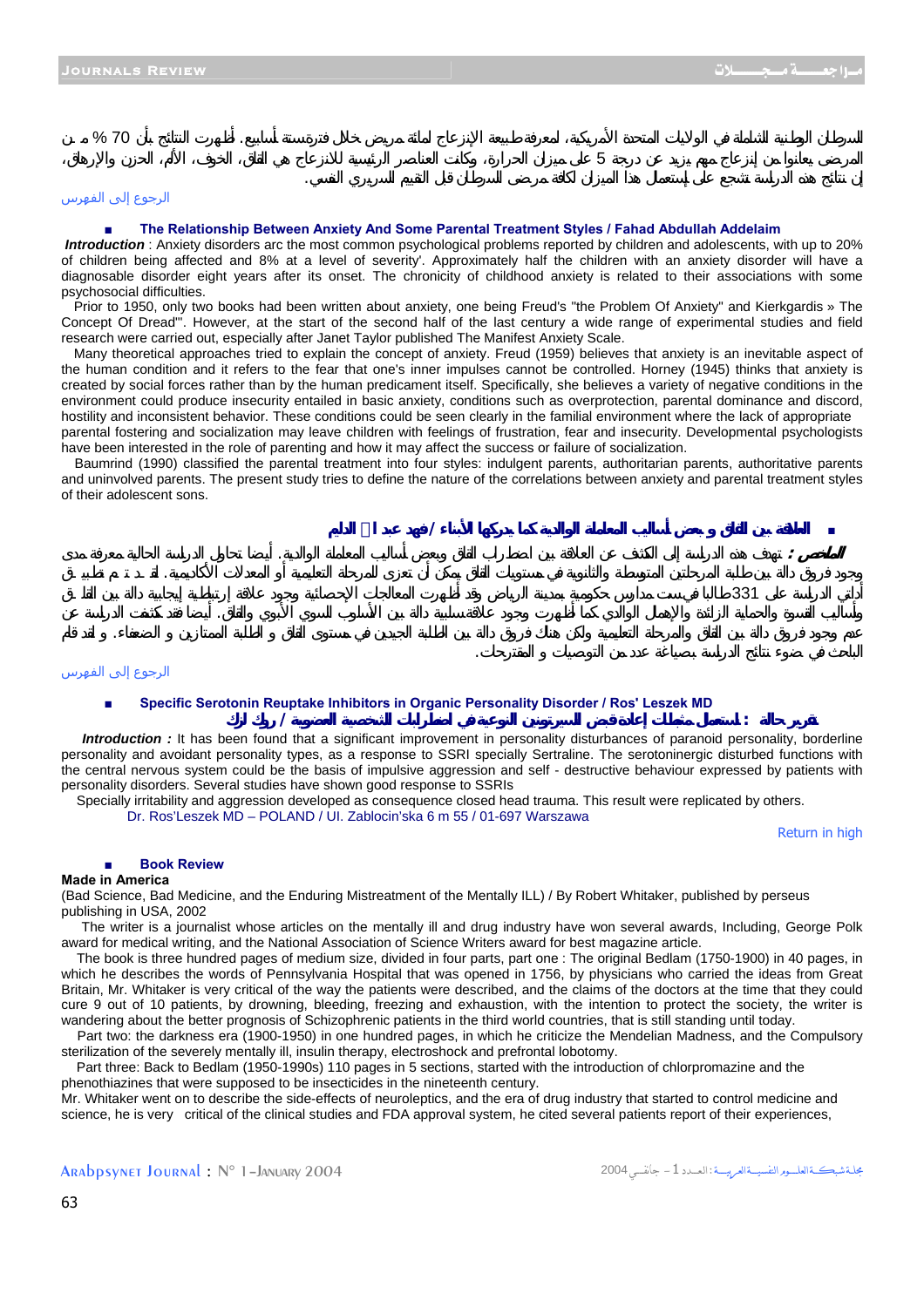السرطان الوطنية الشاملة في الولايات المتحدة الأمريكية، لمعرفة طبيعة الإنزعاج لمائة مريض خلال فترة ستة أسابيع. أظهرت النتائج بأن 70 % من المرضى يعانوا من إنزعاج مهم يزيد عن درجة 5 على ميزان الحرارة، وكانت العناصر الرئيسية للانزعاج هي القلق، الخوف، الألم، الحزن والإرهاق، إن نتائج هذه الدراسة تشجع على إستعمال هذا الميزان لكافة مرضى السرطان قبل التقييم السريري النفسي.

الرجوع إلى الفهرس

### The Relationship Between Anxiety And Some Parental Treatment Styles / Fahad Abdullah Addelaim

***Introduction*** : Anxiety disorders arc the most common psychological problems reported by children and adolescents, with up to 20% of children being affected and 8% at a level of severity'. Approximately half the children with an anxiety disorder will have a diagnosable disorder eight years after its onset. The chronicity of childhood anxiety is related to their associations with some psychosocial difficulties.

Prior to 1950, only two books had been written about anxiety, one being Freud's "the Problem Of Anxiety" and Kierkgardis » The Concept Of Dread"'. However, at the start of the second half of the last century a wide range of experimental studies and field research were carried out, especially after Janet Taylor published The Manifest Anxiety Scale.

Many theoretical approaches tried to explain the concept of anxiety. Freud (1959) believes that anxiety is an inevitable aspect of the human condition and it refers to the fear that one's inner impulses cannot be controlled. Horney (1945) thinks that anxiety is created by social forces rather than by the human predicament itself. Specifically, she believes a variety of negative conditions in the environment could produce insecurity entailed in basic anxiety, conditions such as overprotection, parental dominance and discord, hostility and inconsistent behavior. These conditions could be seen clearly in the familial environment where the lack of appropriate parental fostering and socialization may leave children with feelings of frustration, fear and insecurity. Developmental psychologists have been interested in the role of parenting and how it may affect the success or failure of socialization.

Baumrind (1990) classified the parental treatment into four styles: indulgent parents, authoritarian parents, authoritative parents and uninvolved parents. The present study tries to define the nature of the correlations between anxiety and parental treatment styles of their adolescent sons.

### العلاقة بين القلق و بعض أساليب المعاملة الوالدية كما يدركها الأبناء / فهد عبد ا الدليم

**الملخص :** تهدف هذه الدراسة إلى الكشف عن العلاقة بين اضطراب القلق وبعض أساليب المعاملة الوالدية. أيضا تحاول الدراسة الحالية معرفة مدى وجود فروق دالة بين طلبة المرحلتين المتوسطة والثانوية في مستويات القلق يمكن أن تعزى للمرحلة التعليمية أو المعدلات الأكاديمية. لقد تم تطبيق أداتي الدراسة على 331 طالبا في ست مدارس حكومية بمدينة الرياض وقد أظهرت المعالجات الإحصائية وجود علاقة إرتباطية إيجابية دالة بين القلق وأساليب القسوة والحماية الزائدة والإهمال الوالدي كما أظهرت وجود علاقة سلبية دالة بين الأسلوب السوي الأبوي والقلق. أيضا فقد كشفت الدراسة عن عدم وجود فروق دالة بين القلق والمرحلة التعليمية ولكن هناك فروق دالة بين الطلبة الجيدين في مستوى القلق و الطلبة الممتازين و الضعفاء. و لقد قام الباحث في ضوء نتائج الدراسة بصياغة عدد من التوصيات و المقترحات.

الرجوع إلى الفهرس

### Specific Serotonin Reuptake Inhibitors in Organic Personality Disorder / Ros' Leszek MD

**تقرير حالة : استعمال مثبطات إعادة قبض السيروتونين النوعية في اضطرابات الشخصية العضوية / روك لزك**

***Introduction :*** It has been found that a significant improvement in personality disturbances of paranoid personality, borderline personality and avoidant personality types, as a response to SSRI specially Sertraline. The serotoninergic disturbed functions with the central nervous system could be the basis of impulsive aggression and self - destructive behaviour expressed by patients with personality disorders. Several studies have shown good response to SSRIs

Specially irritability and aggression developed as consequence closed head trauma. This result were replicated by others.

Dr. Ros'Leszek MD – POLAND / Ul. Zablocin'ska 6 m 55 / 01-697 Warszawa

Return in high

### Book Review

**Made in America**

(Bad Science, Bad Medicine, and the Enduring Mistreatment of the Mentally ILL) / By Robert Whitaker, published by perseus publishing in USA, 2002

The writer is a journalist whose articles on the mentally ill and drug industry have won several awards, Including, George Polk award for medical writing, and the National Association of Science Writers award for best magazine article.

The book is three hundred pages of medium size, divided in four parts, part one : The original Bedlam (1750-1900) in 40 pages, in which he describes the words of Pennsylvania Hospital that was opened in 1756, by physicians who carried the ideas from Great Britain, Mr. Whitaker is very critical of the way the patients were described, and the claims of the doctors at the time that they could cure 9 out of 10 patients, by drowning, bleeding, freezing and exhaustion, with the intention to protect the society, the writer is wandering about the better prognosis of Schizophrenic patients in the third world countries, that is still standing until today.

Part two: the darkness era (1900-1950) in one hundred pages, in which he criticize the Mendelian Madness, and the Compulsory sterilization of the severely mentally ill, insulin therapy, electroshock and prefrontal lobotomy.

Part three: Back to Bedlam (1950-1990s) 110 pages in 5 sections, started with the introduction of chlorpromazine and the phenothiazines that were supposed to be insecticides in the nineteenth century.

Mr. Whitaker went on to describe the side-effects of neuroleptics, and the era of drug industry that started to control medicine and science, he is very critical of the clinical studies and FDA approval system, he cited several patients report of their experiences,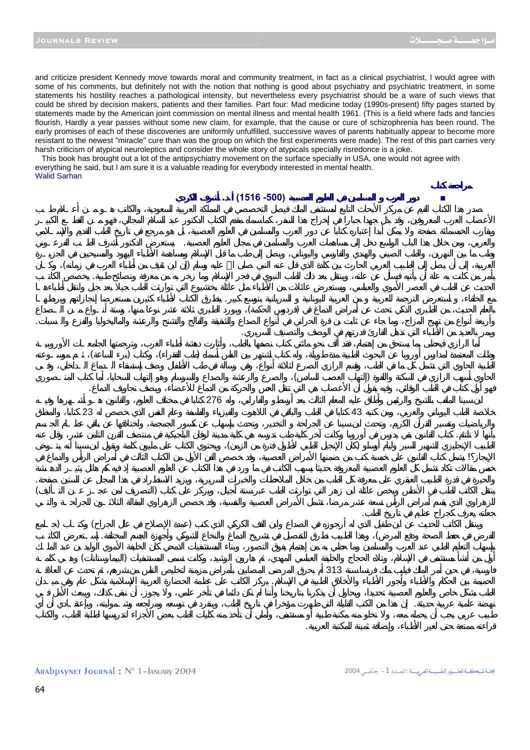and criticize president Kennedy move towards moral and community treatment, in fact as a clinical psychiatrist, I would agree with some of his comments, but definitely not with the notion that nothing is good about psychiatry and psychiatric treatment, in some statements his hostility reaches a pathological intensity, but nevertheless every psychiatrist should be a ware of such views that could be shred by decision makers, patients and their families. Part four: Mad medicine today (1990s-present) fifty pages started by statements made by the American joint commission on mental illness and mental health 1961. (This is a field where fads and fancies flourish, Hardly a year passes without some new claim, for example, that the cause or cure of schizophrenia has been round. The early promises of each of these discoveries are uniformly unfulfilled, successive waves of parents habitually appear to become more resistant to the newest "miracle" cure than was the group on which the first experiments were made). The rest of this part carries very harsh criticism of atypical neuroleptics and consider the whole story of atypicals specially risredonce is a joke.

This book has brought out a lot of the antipsychiatry movement on the surface specially in USA, one would not agree with everything he said, but I am sure it is a valuable reading for everybody interested in mental health.

Walid Sarhan

## مراجعة كتاب

### دور العرب و المسلمين في العلوم العصبية (500- 1516) أ.د. أشرف الكردي

صدر هذا الكتاب القيم عن مركز الأبحاث التابع لمستشفى الملك فيصل التخصصي في المملكة العربية السعودية، والكاتب هو من أعلام طب الأعصاب العرب المعروفين، وقد بذل جهداً جباراً في إخراج هذا السفر، كما أسماه مقدم الكتاب الدكتور عبد السلام المجالي، فهو من القطع الكبير ويقارب الخمسمائة صفحة ولا يمكن أبداً إعتباره كتاباً عن دور العرب والمسلمين في العلوم العصبية، بل هو مرجع في تاريخ الطب القديم والإسلامي والعربي، ومن خلال هذا الباب الواسع دخل إلى مساهمات العرب والمسلمين في مجال العلوم العصبية. يستعرض الدكتور أشرف الطب في الفرعوني وطب ما بين النهرين، والطب الصيني والهندي والفارسي واليوناني، ويصل إلى طب ما قبل الإسلام ومساهمة الأطباء اليهود والمسيحيين في الجزيرة العربية، إلى أن يصل إلى الطبيب العربي الحارث بين كلدة الذي قال عنه النبي صلى الله عليه وسلم (إن ابن ثقيف من أطباء العرب في زمانه)، وكان يأمر من كانت به علة أن يأتيه فيسأل عن علته، وينتقل بعد ذلك للطب النبوي في فجر الإسلام وما زخر به من معرفة ونصائح طبية. يخصص الكاتب الحديث عن الطب في العصر الأموي والعباسي، ويستعرض عائلات من الأطباء مثل عائلة بختشيوع التي توارثت الطب جيلاً بعد جيل وانتقل أطباؤها مع الخلفاء، و لاستعرض الترجمة للعربية و من العربية لليونانية و السريانية بتوسع كبير. يتطرق الكتاب لأطباء كثيرين مستعرضاً إنجازاتهم ويربطها بالعلم الحديث، من الطبري الذي تحدث عن أمراض الدماغ في (فردوس الحكمة)، ويورد الطبري ثلاثة عشر نوعاً منها، وستة أنواع من الصداع وأربعة أنواع من تهيج المزاج، وما جاء عن ثابت بن قرة الحراني في أنواع الصداع والشقيقة والفالج والتشنج والرعشة والماليخوليا والفزع والسبات. ويمر بالعديد من الأطباء التي تذهل القارئ قدرتهم في الوصف والتصنيف السريري.

أما الرازي فيحظى بما يستحق من إهتمام، فقد ألف نحو مائتي كتاب نصفها بالطب، وأثارت دهشة أطباء الغرب، وترجمتها الجامعات الأوروبية وظلت المعتمدة لمدارس أوروبا عن البحوث الطبية مدة طويلة، وله كتاب اشتهر بين الناس أسماه (طب الفقراء)، وكتاب (برء الساعة)، ثم موسوعته الطبية الحاوي التي تشمل كل ما في الطب، وقسم الرازي الصرع لثلاثة أنواع، وفي رسالة في طب الأطفال وصف إستسقاء الدماغ الداخلي، وفي الحاوي أسهب الرازي في السكتة واللقوة (إلتهاب العصب السابع)، والصرع والرعشة والصداع والسرسام وهو إلتهاب السحايا، أما كتاب المنصوري فهو أول كتاب في الطب الوقائي، وفيه يقول أن الأعصاب هي التي تنقل الحس والحركة من الدماغ للأعضاء، ويصف تجاويف الدماغ.

ابن سينا الملقب بالشيخ والرئيس وأطلق عليه المعلم الثالث بعد أرسطو والفارابي، وله 276 كتاباً في مختلف العلوم، والقانون هو أشهرها وفيه خلاصة الطب اليوناني والعربي، ومن كتبه 43 كتاباً في الطب والباقي في اللاهوت والفيزياء والفلسفة وعلم النفس الذي خصص له 23 كتاباً، والمنطق والرياضيات وتفسير القرآن الكريم، وتحدث ابن سينا عن الجراحة و التخدير، وتحدث بإسهاب عن كسور الجمجمة، واختلافها عن باقي عظام الجسم بأنها لا تلتئم. كتاب القانون بقي يدرس في أوروبا وكان آخر كلية طب تدرسه هي كلية مدينة لوفان البلجيكية في منتصف القرن الثامن عشر، وقال عنه الطبيب الإنجليزي الشهير السير وليام أوسلر (كان الإنجيل الطبي لأطول فترة من الزمن)، ويحتوي الكتاب على مليون كلمة ويقول ابن سينا أنه يتوخى الإيجاز؟! يشمل كتاب القانون على خمسة كتب من ضمنها الأمراض العصبية، وقد خصص الفن الأول من الكتب الثالث في أمراض الرأس والدماغ في خمس مقالات تكاد تشمل كل العلوم العصبية المعروفة حديثاً يسهب الكاتب في ما ورد في هذا الكتاب عن العلوم العصبية إذ فيه كم هائل يثير الدهشة والحيرة في قدرة الطبيب العبقري على معرفة كل الطب من خلال الملاحظات والخبرات السريرية، ويزيد الاستطراد في هذا المجال عن الستين صفحة. ينتقل الكاتب للطب في الأندلس ويخص عائلة ابن زهر التي توارثت الطب عبر ستة أجيال، ويركز على كتاب (التصريف لمن عجز عن التأليف) للزهراوي الذي يقسم أمراض الرأس تسعة عشر مرضاً، تشمل الأمراض العصبية والنفسية، وقد خصص الزهراوي المقالة الثلاثون للجراحة والتي جعلته يعرف كجراح عظيم في تاريخ الطب.

وينتقل الكاتب للحديث عن ابن طفيل الذي له أرجوزه في الصداع وابن القف الكركي الذي كتب (عمدة الإصلاح في علم الجراح) وكتاب (جامع الغرض في حفظ الصحة ودفع المرض)، وهذا الطبيب تطرق للتفصيل في تشريح الدماغ والنخاع الشوكي وأجهزة الجسم المختلفة. ثم يتعرض الكاتب بإسهاب التعليم الطبي عند العرب والمسلمين وما حظي به من إهتمام يفوق التصور، وبناء المستشفيات النموذجية كأن الخليفة الأموي الوليد بن عبد الملك أول من أنشأ مستشفى في الإسلام، وتلاه الحجاج والخليفة العباسي المهدي، ثم هارون الرشيد، وكانت تسمى المستشفيات (البيمارستانات) وهي كلمة فارسية، في حين أمر الملك فيليب ملك فرنسا سنة 313 أن يحرق المرضى المصابين بأمراض مزمنة لتخليص الناس من شرهم، ثم تحدث عن العلاقة الحميمة بين الحكام والأطباء وأجور الأطباء والأخلاق الطبية في الإسلام. يركز الكاتب على عظمة الحضارة العربية الإسلامية بشكل عام وفي ميدان الطب بشكل خاص والعلوم العصبية تحديداً، ويحاول أن يذكرنا بتاريخنا وأننا لم نكن دائماً في تأخر علمي، ولا يجوز، أن نبقى كذلك، ويبعث الأمل في نهضة علمية عربية حديثة. إن هذا من الكتب القليلة التي ظهرت مؤخراً في تاريخ الطب، وينفرد في توسعه ومراجعه وشموليته، وبإعتقادي أن أي طبيب عربي يجب أن يحمله معه، ولا تخلو منه مكتبة طبية أو مستشفى، وأملي أن تأخذ منه كليات الطب بعض الأجزاء لتدريسها لطلبة الطب، والكتاب قراءته ممتعة حتى لغير الأطباء، وإضافة ثمينة للمكتبة العربية.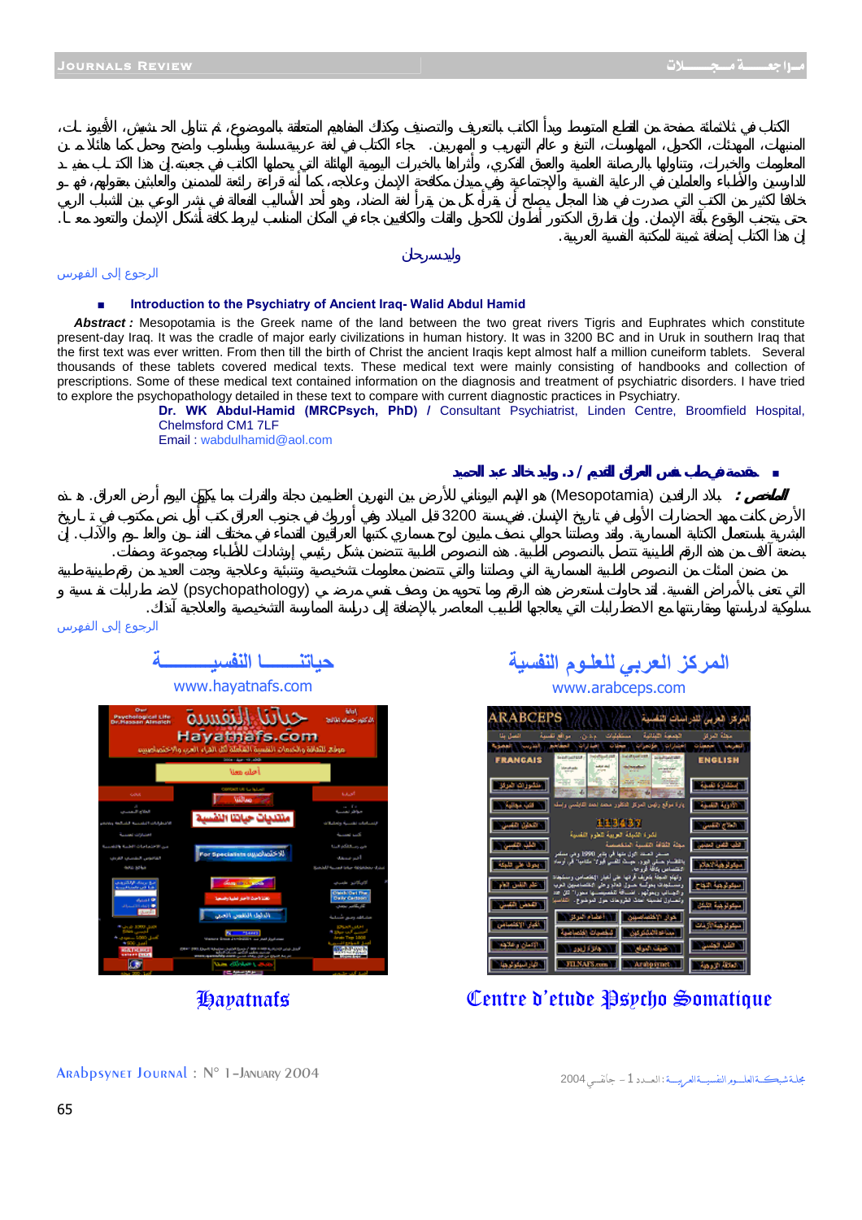الكتاب في ثلاثمائة صفحة من القطع المتوسط ويبدأ الكاتب بالتعريف والتصنيف وكذلك المفاهيم المتعلقة بالموضوع، ثم تناول الحشيش، الأفيونات، المنبهات، المهدئات، الكحول، المهلوسات، التبغ و عالم التهريب و المهربين. جاء الكتاب في لغة عربية سلسة وبأسلوب واضح وبحث كما هائلا من المعلومات والخبرات، وتناولها بالرصانة العلمية والعمق الفكري، وأثراها بالخبرات اليومية الهائلة التي يحملها الكاتب في جعبته. إن هذا الكتاب مفيد للدارسين والأطباء والعاملين في الرعاية النفسية والإجتماعية وفي ميدان مكافحة الإدمان وعلاجه، كما أنه قراءة رائعة للمدمنين والعابثين بعقولهم، فهو خلافا لكثير من الكتب التي صدرت في هذا المجال يصلح أن يقرأه كل من يقرأ لغة الضاد، وهو أحد الأساليب الفعالة في نشر الوعي بين الشباب الربيع حتى يتجنب الوقوع بآفة الإدمان. وإن تطرق الدكتور أطوان للكحول والقات والكافيين جاء في المكان المناسب ليربط كافة أشكال الإدمان والتعود معا. إن هذا الكتاب إضافة ثمينة للمكتبة النفسية العربية.

وليدسرحان

الرجوع إلى الفهرس

- **Introduction to the Psychiatry of Ancient Iraq- Walid Abdul Hamid**

***Abstract :*** Mesopotamia is the Greek name of the land between the two great rivers Tigris and Euphrates which constitute present-day Iraq. It was the cradle of major early civilizations in human history. It was in 3200 BC and in Uruk in southern Iraq that the first text was ever written. From then till the birth of Christ the ancient Iraqis kept almost half a million cuneiform tablets. Several thousands of these tablets covered medical texts. These medical text were mainly consisting of handbooks and collection of prescriptions. Some of these medical text contained information on the diagnosis and treatment of psychiatric disorders. I have tried to explore the psychopathology detailed in these text to compare with current diagnostic practices in Psychiatry.

**Dr. WK Abdul-Hamid (MRCPsych, PhD) /** Consultant Psychiatrist, Linden Centre, Broomfield Hospital, Chelmsford CM1 7LF
Email : wabdulhamid@aol.com

- **مقدمة في طب النفس في العراق القديم / د. وليد خالد عبد الحميد**

***الملخص :*** بلاد الرافدين (Mesopotamia) هو الإسم اليوناني للأرض بين النهرين العظيمين دجلة والفرات بما يكون اليوم أرض العراق. هذه الأرض كانت مهد الحضارات الأولى في تاريخ الإنسان. ففي سنة 3200 قبل الميلاد وفي أوروك في جنوب العراق كتب أول نص مكتوب في تاريخ البشرية باستعمال الكتابة المسمارية. ولقد وصلتنا حوالي نصف مليون لوح مسماري كتبها العراقيون القدماء في مختلف الفنون والعلوم والآداب. إن بضعة آلاف من هذه الرقم الطينية تتصل بالنصوص الطبية. هذه النصوص الطبية تتضمن بشكل رئيسي إرشادات للأطباء ومجموعة وصفات. من ضمن المئات من النصوص الطبية المسمارية التي وصلتنا والتي تتضمن معلومات تشخيصية وتنبئية وعلاجية وجدت العديد من رقم طينية طبية التي تعنى بالأمراض النفسية. لقد حاولت باستعراض هذه الرقم وما تحويه من وصف نفسي مرضي (psychopathology) لاضطرابات نفسية وسلوكية لدراستها ومقارنتها مع الاضطرابات التي يعالجها الطبيب المعاصر بالإضافة إلى دراسة الممارسة التشخيصية والعلاجية آنذاك.

الرجوع إلى الفهرس

**المركز العربي للعلوم النفسية**
www.arabceps.com

**Centre d'etude Psycho Somatique**

**حياتنا النفسية**
www.hayatnafs.com

**Hayatnafs**